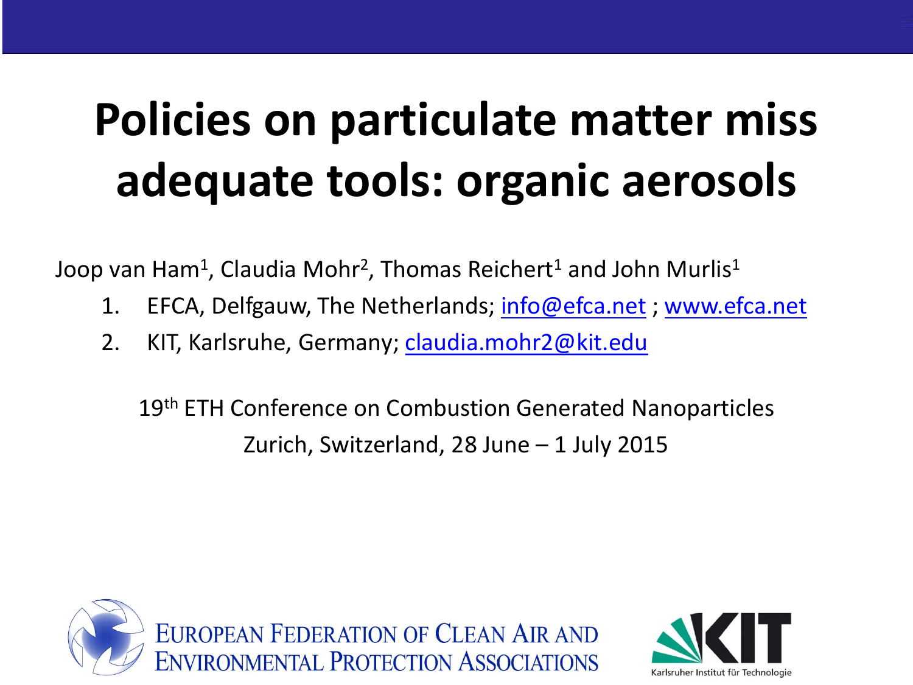# Policies on particulate matter miss adequate tools: organic aerosols

Joop van Ham[1], Claudia Mohr[2], Thomas Reichert[1] and John Murlis[1]

1. EFCA, Delfgauw, The Netherlands; info@efca.net ; www.efca.net
2. KIT, Karlsruhe, Germany; claudia.mohr2@kit.edu

19th ETH Conference on Combustion Generated Nanoparticles

Zurich, Switzerland, 28 June – 1 July 2015

European Federation of Clean Air and Environmental Protection Associations

KIT Karlsruher Institut für Technologie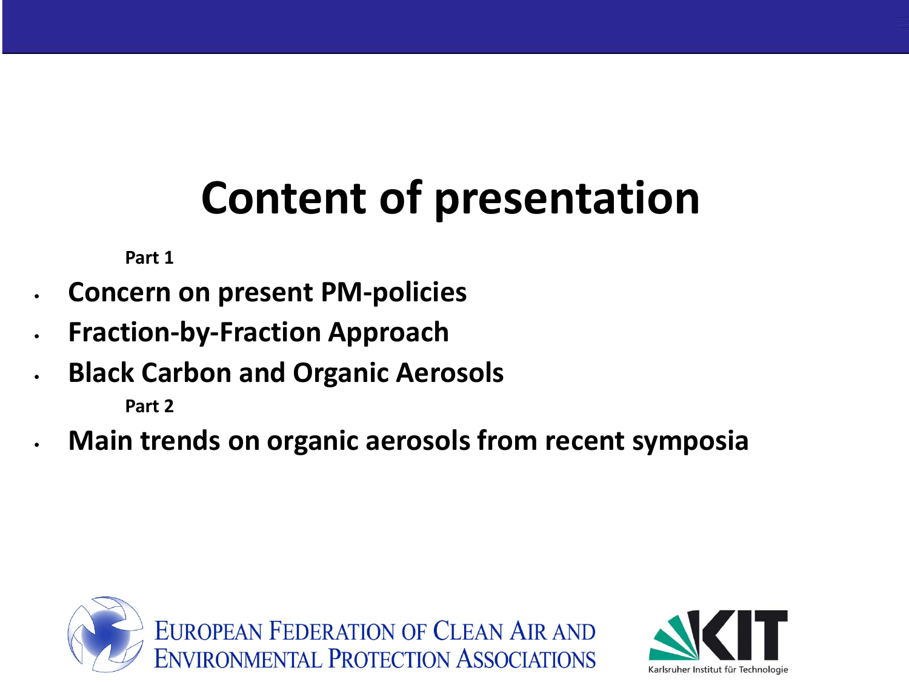# Content of presentation

**Part 1**

- **Concern on present PM-policies**
- **Fraction-by-Fraction Approach**
- **Black Carbon and Organic Aerosols**

**Part 2**

- **Main trends on organic aerosols from recent symposia**

EUROPEAN FEDERATION OF CLEAN AIR AND ENVIRONMENTAL PROTECTION ASSOCIATIONS

KIT Karlsruher Institut für Technologie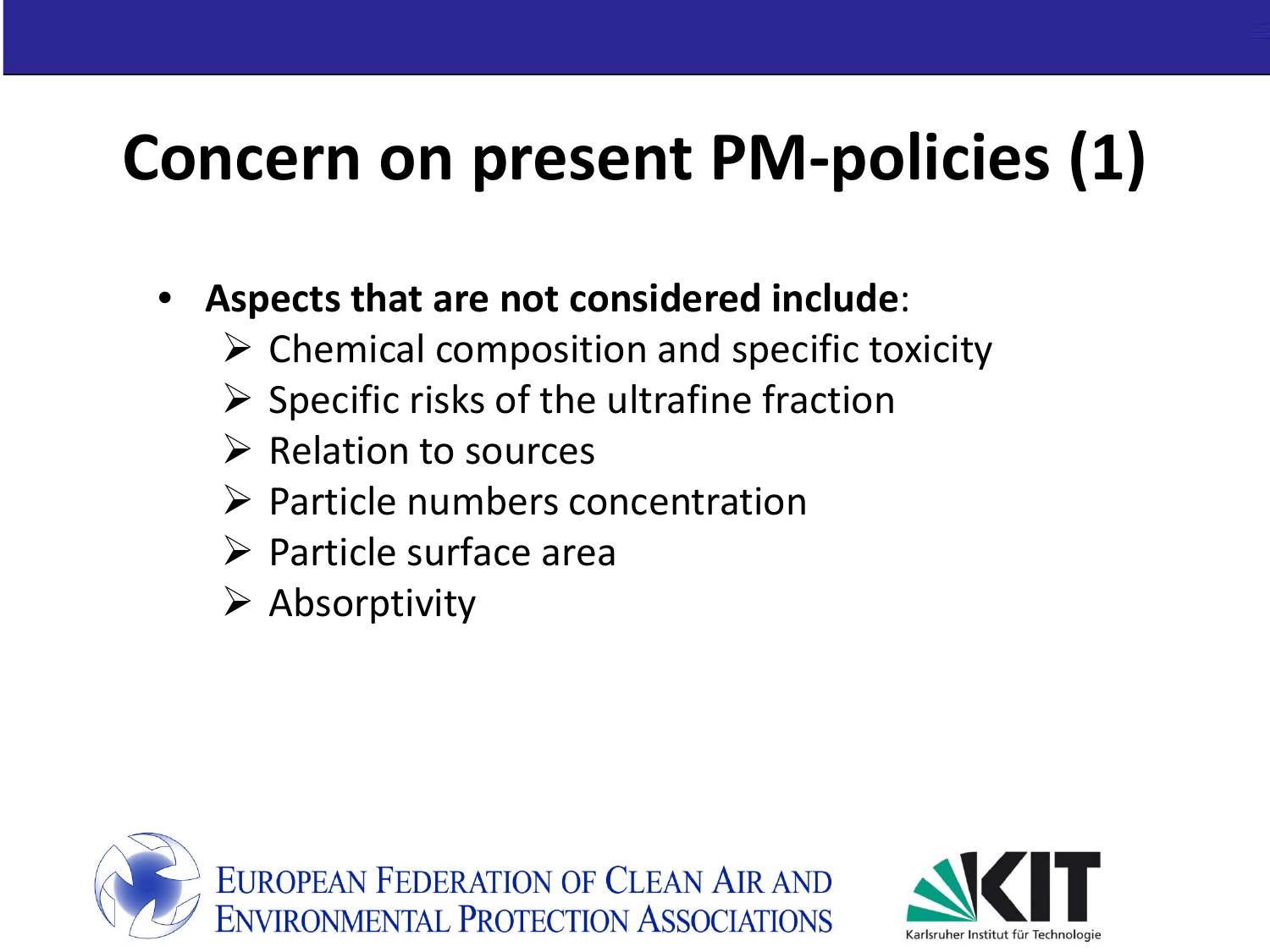# Concern on present PM-policies (1)

- **Aspects that are not considered include**:
  - Chemical composition and specific toxicity
  - Specific risks of the ultrafine fraction
  - Relation to sources
  - Particle numbers concentration
  - Particle surface area
  - Absorptivity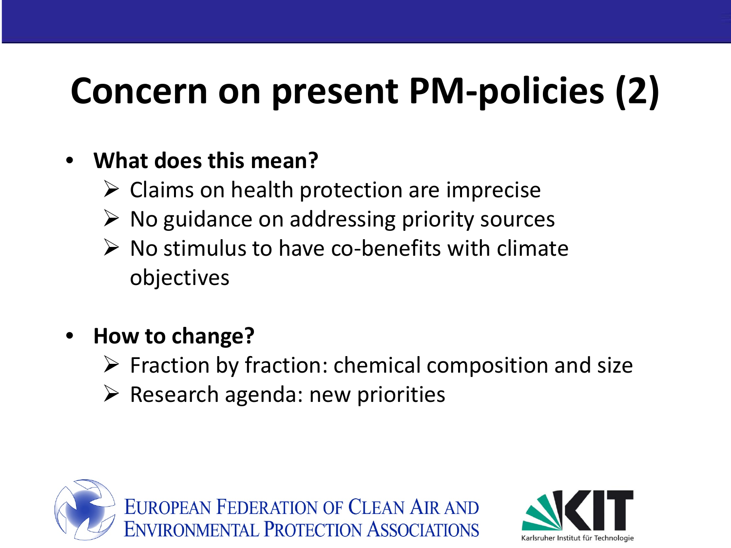# Concern on present PM-policies (2)

- **What does this mean?**
  - Claims on health protection are imprecise
  - No guidance on addressing priority sources
  - No stimulus to have co-benefits with climate objectives

- **How to change?**
  - Fraction by fraction: chemical composition and size
  - Research agenda: new priorities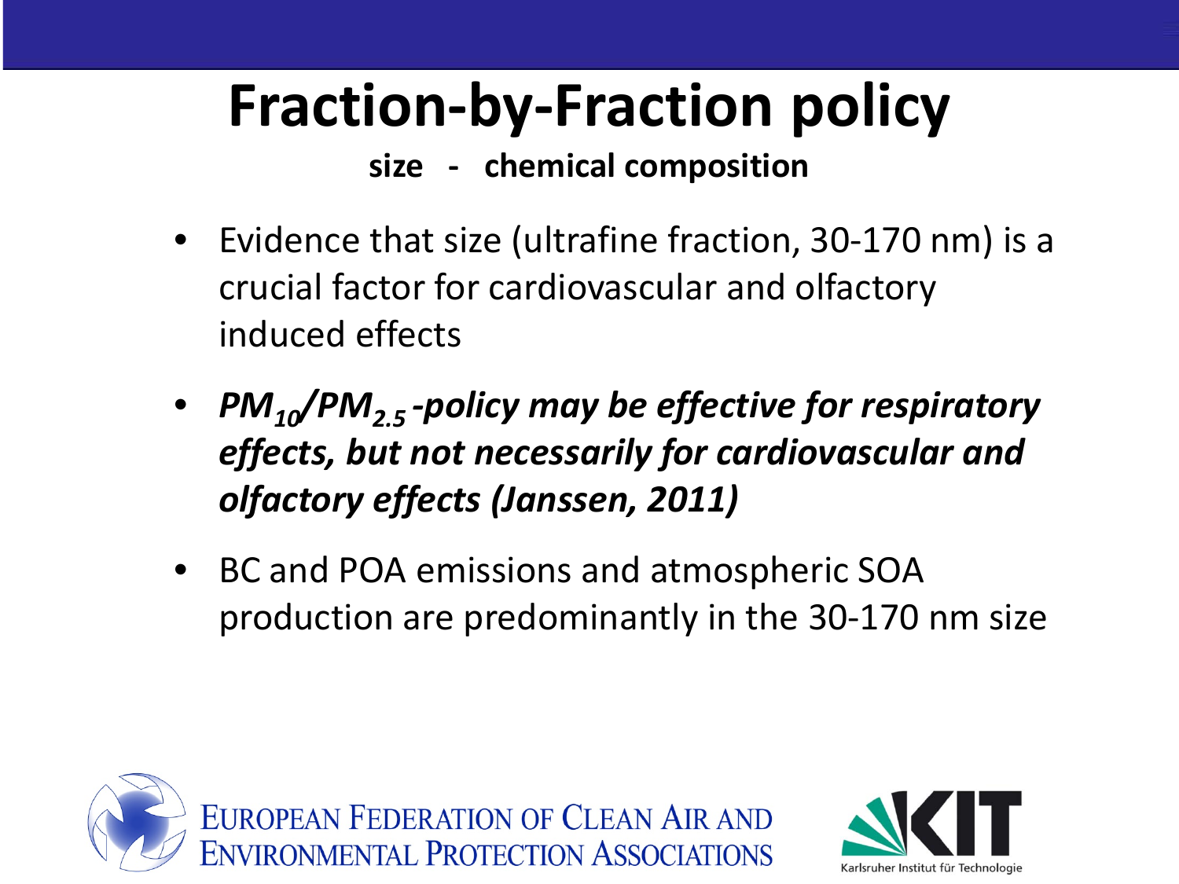# Fraction-by-Fraction policy

**size - chemical composition**

- Evidence that size (ultrafine fraction, 30-170 nm) is a crucial factor for cardiovascular and olfactory induced effects
- ***$PM_{10}$/$PM_{2.5}$ -policy may be effective for respiratory effects, but not necessarily for cardiovascular and olfactory effects (Janssen, 2011)***
- BC and POA emissions and atmospheric SOA production are predominantly in the 30-170 nm size

EUROPEAN FEDERATION OF CLEAN AIR AND ENVIRONMENTAL PROTECTION ASSOCIATIONS

KIT Karlsruher Institut für Technologie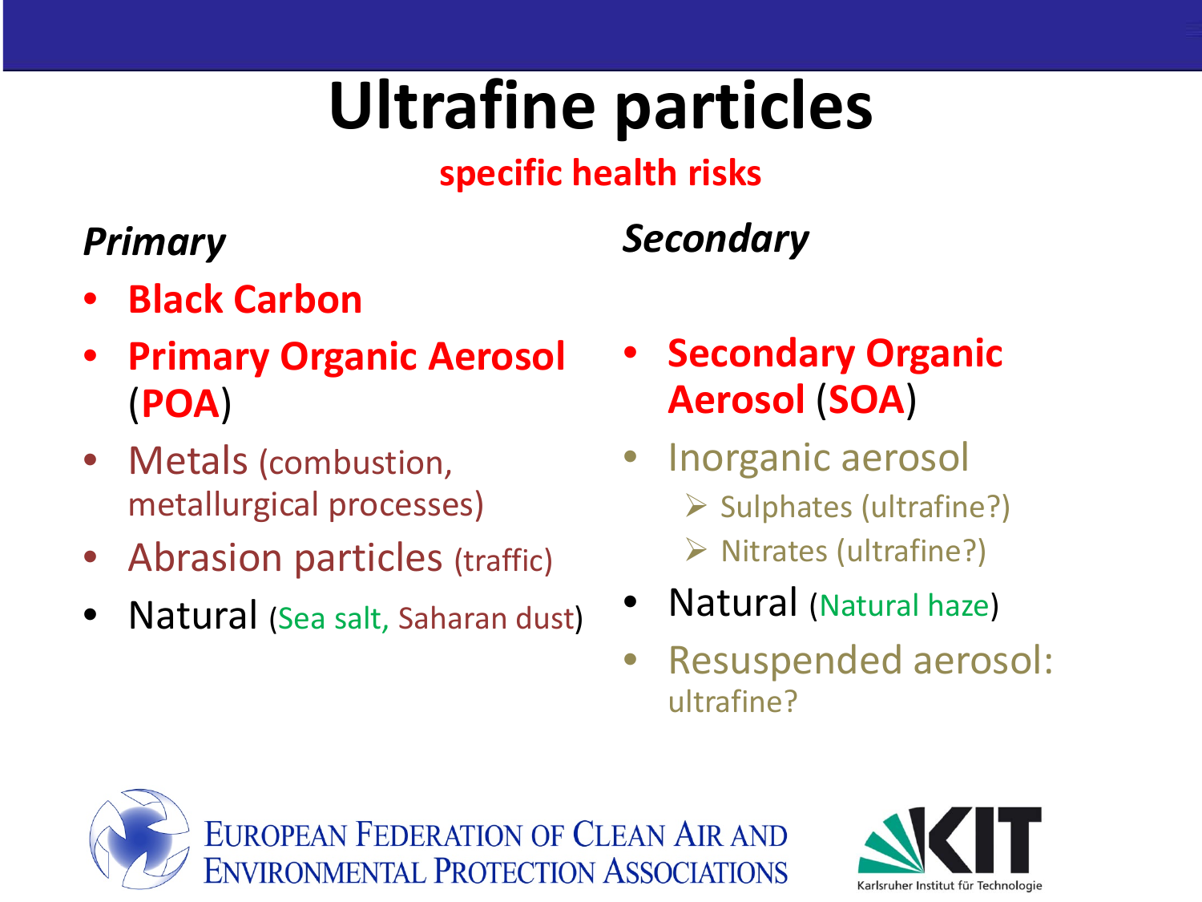# Ultrafine particles

**specific health risks**

***Primary***

- **Black Carbon**
- **Primary Organic Aerosol (POA)**
- Metals (combustion, metallurgical processes)
- Abrasion particles (traffic)
- Natural (Sea salt, Saharan dust)

***Secondary***

- **Secondary Organic Aerosol (SOA)**
- Inorganic aerosol
  - Sulphates (ultrafine?)
  - Nitrates (ultrafine?)
- Natural (Natural haze)
- Resuspended aerosol: ultrafine?

EUROPEAN FEDERATION OF CLEAN AIR AND ENVIRONMENTAL PROTECTION ASSOCIATIONS

KIT Karlsruher Institut für Technologie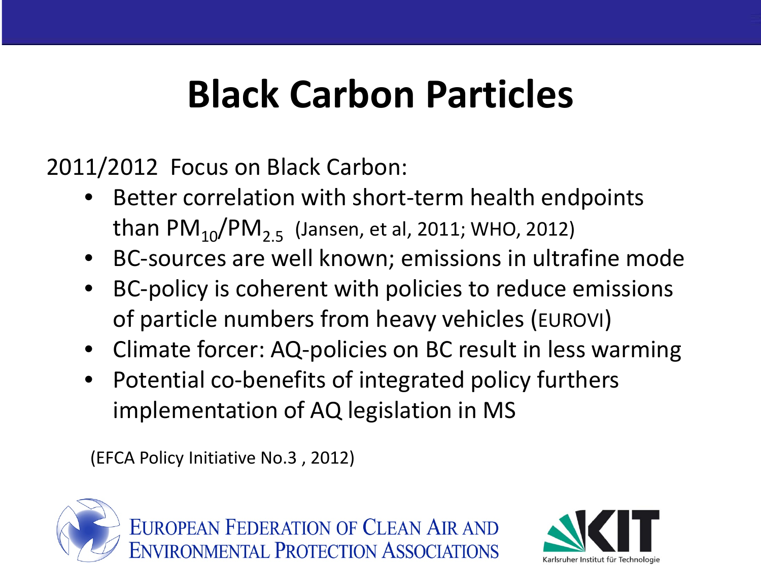# Black Carbon Particles

2011/2012 Focus on Black Carbon:

- Better correlation with short-term health endpoints than $PM_{10}$/$PM_{2.5}$ (Jansen, et al, 2011; WHO, 2012)
- BC-sources are well known; emissions in ultrafine mode
- BC-policy is coherent with policies to reduce emissions of particle numbers from heavy vehicles (EUROVI)
- Climate forcer: AQ-policies on BC result in less warming
- Potential co-benefits of integrated policy furthers implementation of AQ legislation in MS

(EFCA Policy Initiative No.3 , 2012)

European Federation of Clean Air and Environmental Protection Associations

Karlsruher Institut für Technologie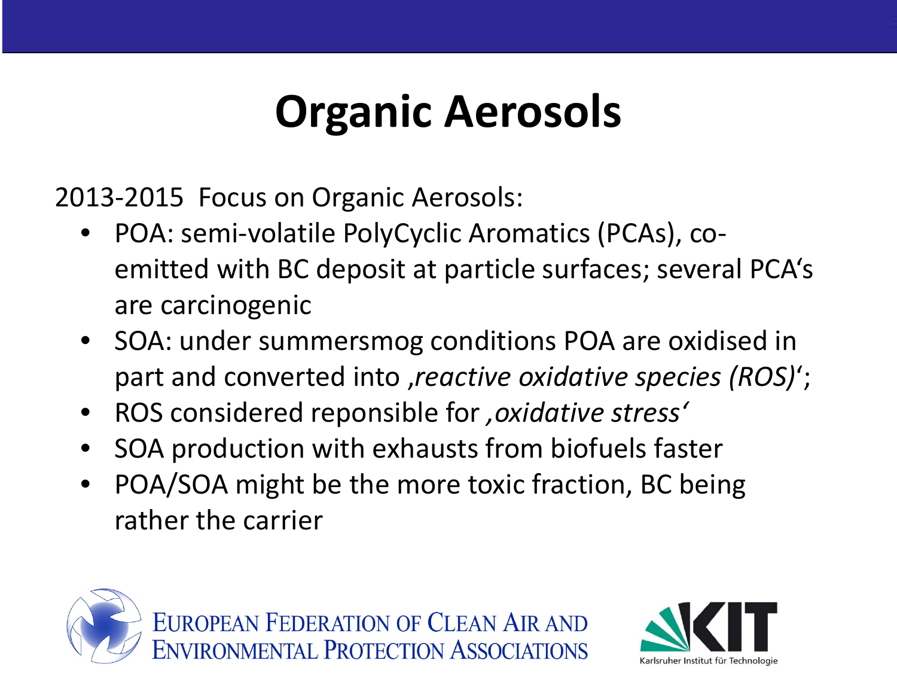# Organic Aerosols

2013-2015 Focus on Organic Aerosols:

- POA: semi-volatile PolyCyclic Aromatics (PCAs), co-emitted with BC deposit at particle surfaces; several PCA‘s are carcinogenic
- SOA: under summersmog conditions POA are oxidised in part and converted into ‚*reactive oxidative species (ROS)*‘;
- ROS considered reponsible for ‚*oxidative stress*‘
- SOA production with exhausts from biofuels faster
- POA/SOA might be the more toxic fraction, BC being rather the carrier

EUROPEAN FEDERATION OF CLEAN AIR AND ENVIRONMENTAL PROTECTION ASSOCIATIONS

KIT Karlsruher Institut für Technologie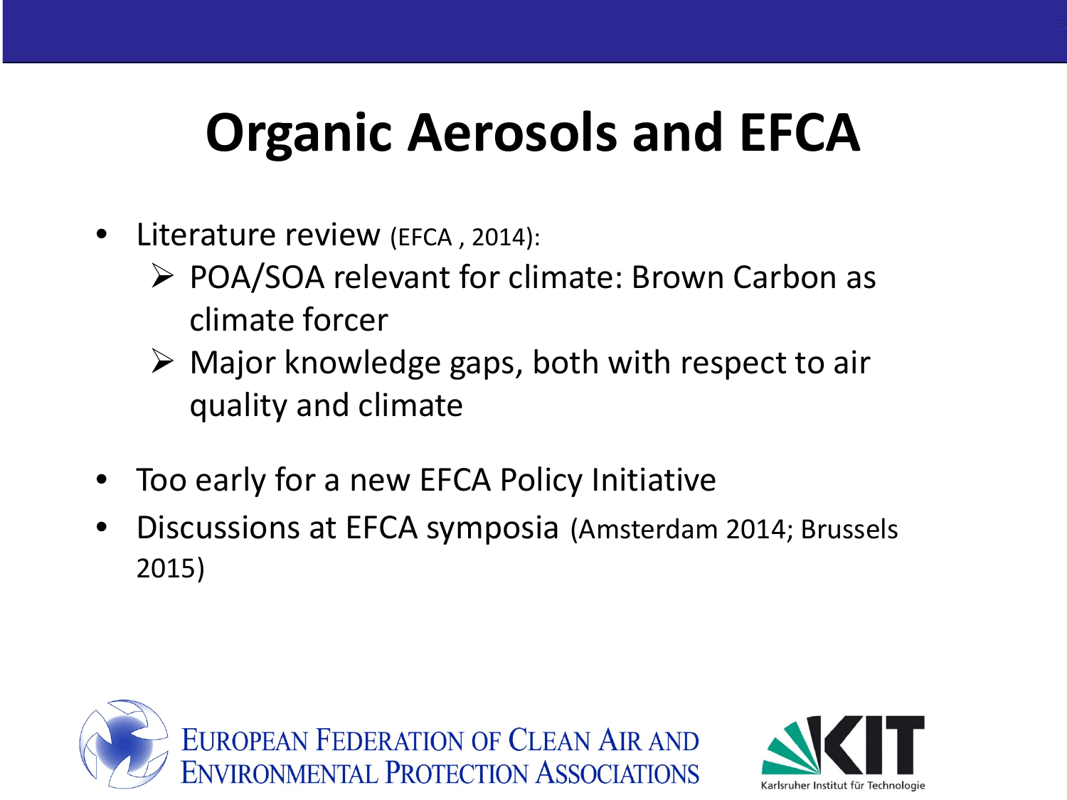# Organic Aerosols and EFCA

- Literature review (EFCA , 2014):
  - POA/SOA relevant for climate: Brown Carbon as climate forcer
  - Major knowledge gaps, both with respect to air quality and climate
- Too early for a new EFCA Policy Initiative
- Discussions at EFCA symposia (Amsterdam 2014; Brussels 2015)

EUROPEAN FEDERATION OF CLEAN AIR AND ENVIRONMENTAL PROTECTION ASSOCIATIONS

KIT Karlsruher Institut für Technologie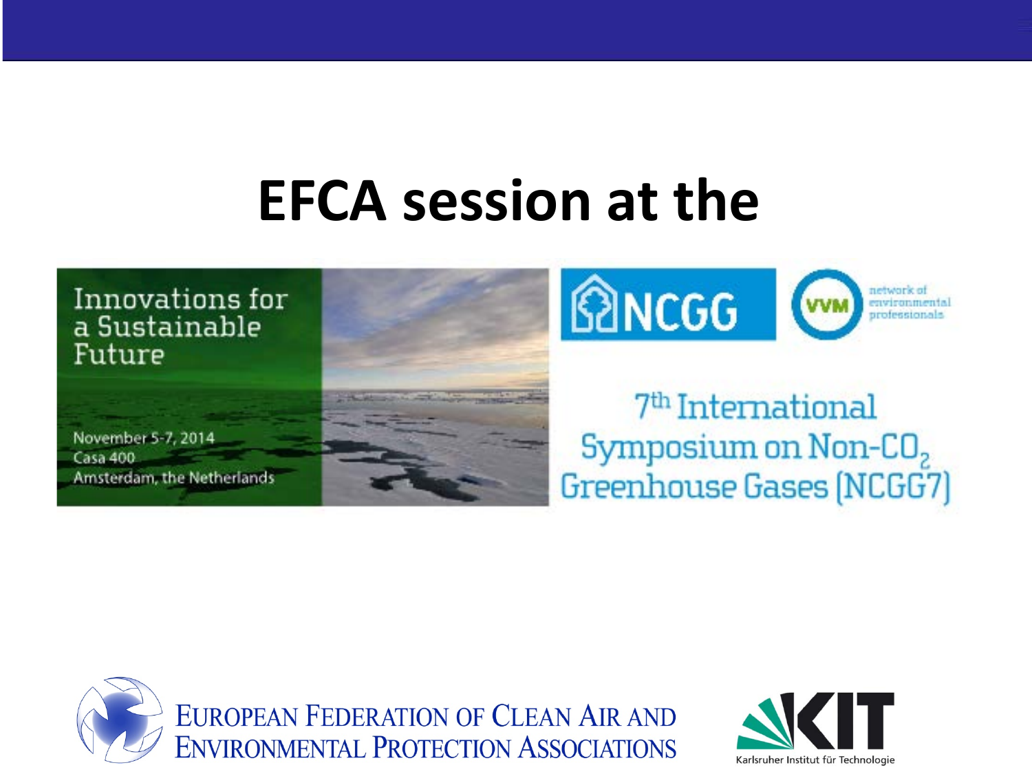# EFCA session at the

Innovations for a Sustainable Future

November 5-7, 2014
Casa 400
Amsterdam, the Netherlands

NCGG

VVM network of environmental professionals

7th International Symposium on Non-$CO_2$ Greenhouse Gases (NCGG7)

European Federation of Clean Air and Environmental Protection Associations

KIT Karlsruher Institut für Technologie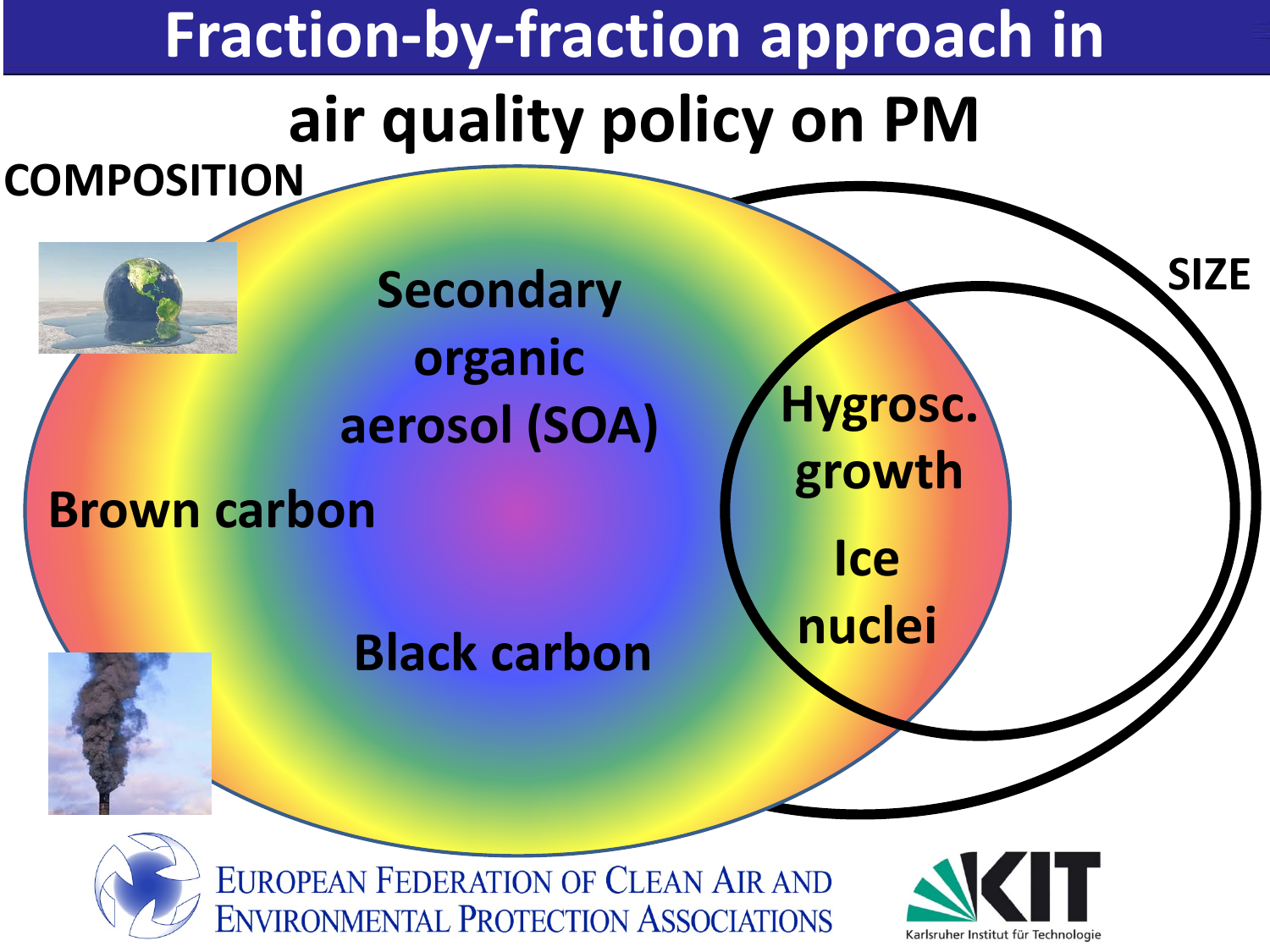# Fraction-by-fraction approach in air quality policy on PM

COMPOSITION

SIZE

Secondary organic aerosol (SOA)

Brown carbon

Black carbon

Hygrosc. growth

Ice nuclei

European Federation of Clean Air and Environmental Protection Associations

KIT Karlsruher Institut für Technologie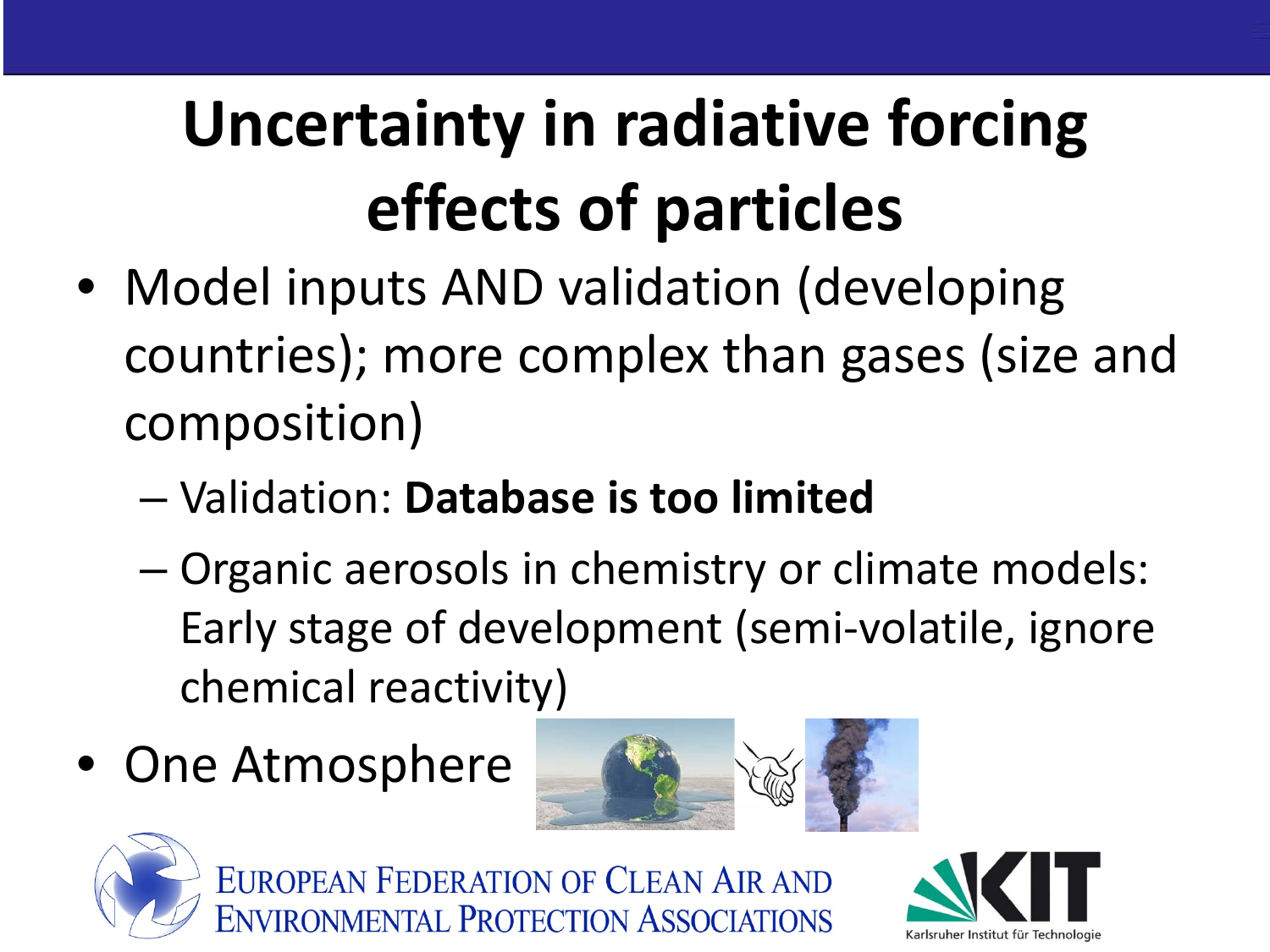# Uncertainty in radiative forcing effects of particles

- Model inputs AND validation (developing countries); more complex than gases (size and composition)
  - Validation: **Database is too limited**
  - Organic aerosols in chemistry or climate models: Early stage of development (semi-volatile, ignore chemical reactivity)
- One Atmosphere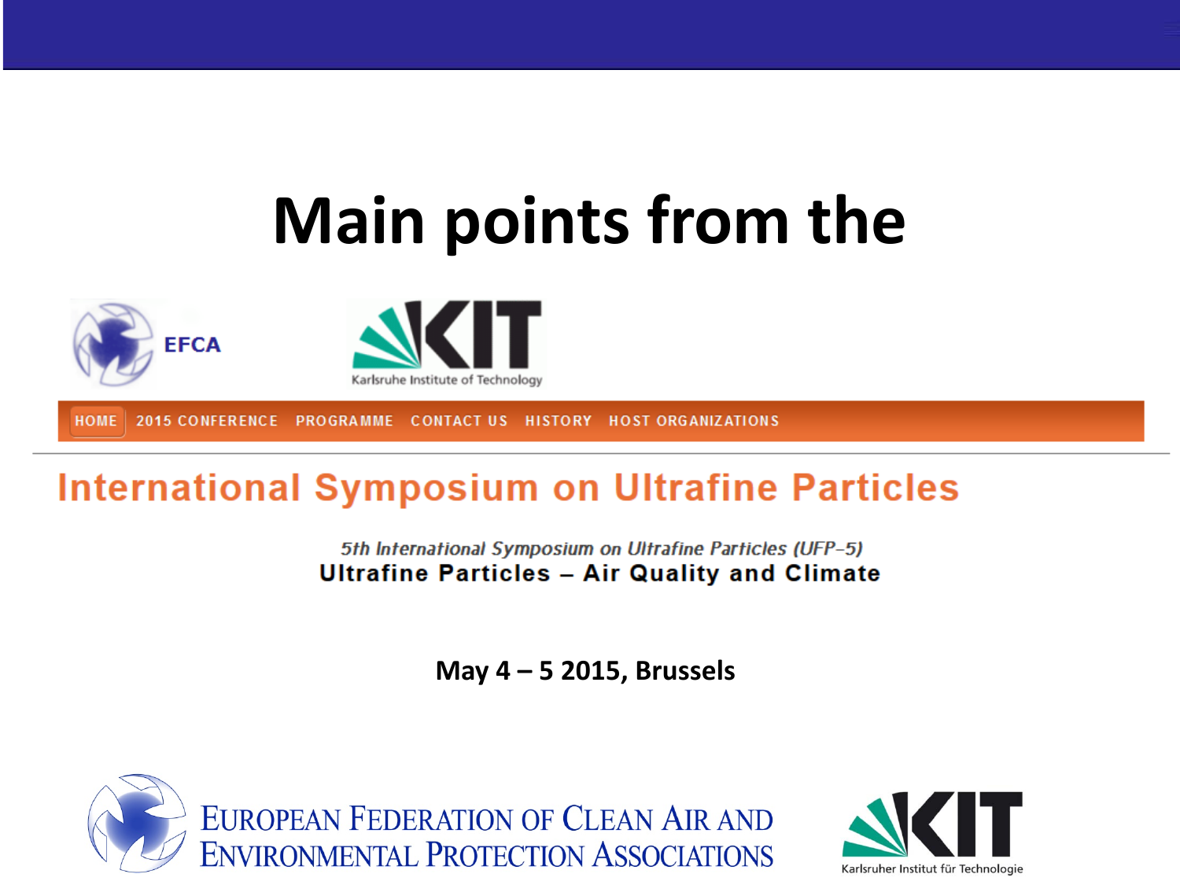# Main points from the

EFCA

Karlsruhe Institute of Technology

HOME 2015 CONFERENCE PROGRAMME CONTACT US HISTORY HOST ORGANIZATIONS

## International Symposium on Ultrafine Particles

*5th International Symposium on Ultrafine Particles (UFP-5)*

**Ultrafine Particles – Air Quality and Climate**

**May 4 – 5 2015, Brussels**

European Federation of Clean Air and Environmental Protection Associations

Karlsruher Institut für Technologie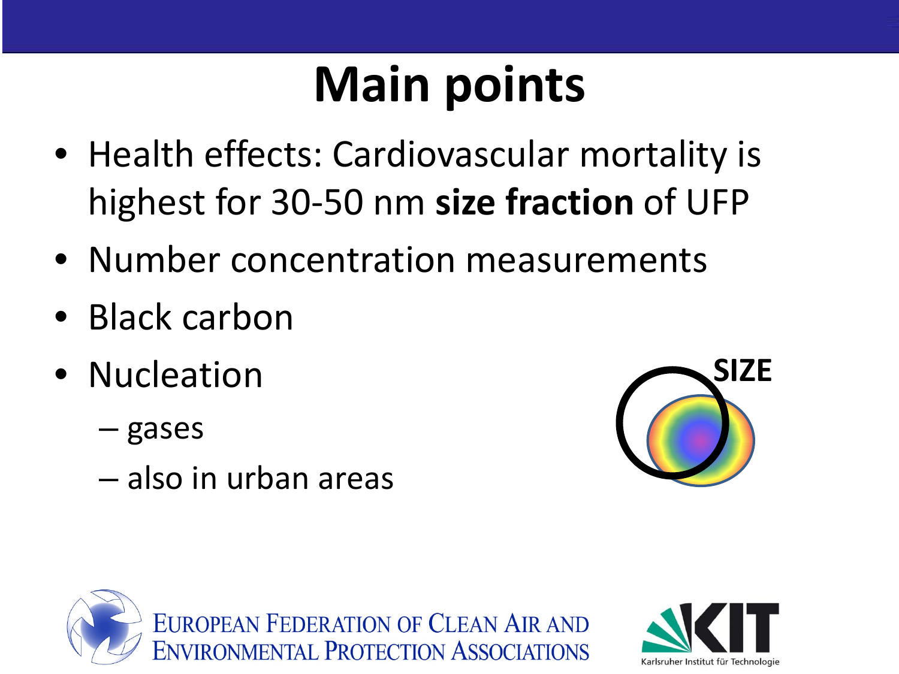# Main points

- Health effects: Cardiovascular mortality is highest for 30-50 nm **size fraction** of UFP
- Number concentration measurements
- Black carbon
- Nucleation
  - gases
  - also in urban areas

SIZE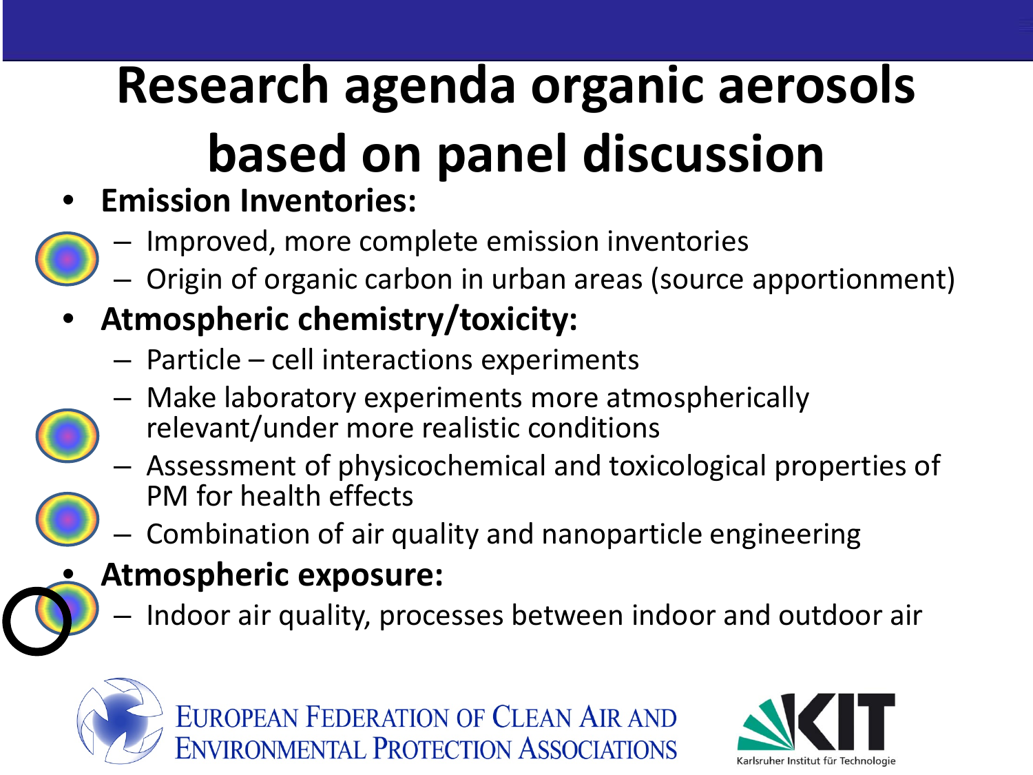# Research agenda organic aerosols based on panel discussion

- **Emission Inventories:**
  - Improved, more complete emission inventories
  - Origin of organic carbon in urban areas (source apportionment)
- **Atmospheric chemistry/toxicity:**
  - Particle – cell interactions experiments
  - Make laboratory experiments more atmospherically relevant/under more realistic conditions
  - Assessment of physicochemical and toxicological properties of PM for health effects
  - Combination of air quality and nanoparticle engineering
- **Atmospheric exposure:**
  - Indoor air quality, processes between indoor and outdoor air

EUROPEAN FEDERATION OF CLEAN AIR AND ENVIRONMENTAL PROTECTION ASSOCIATIONS

KIT Karlsruher Institut für Technologie